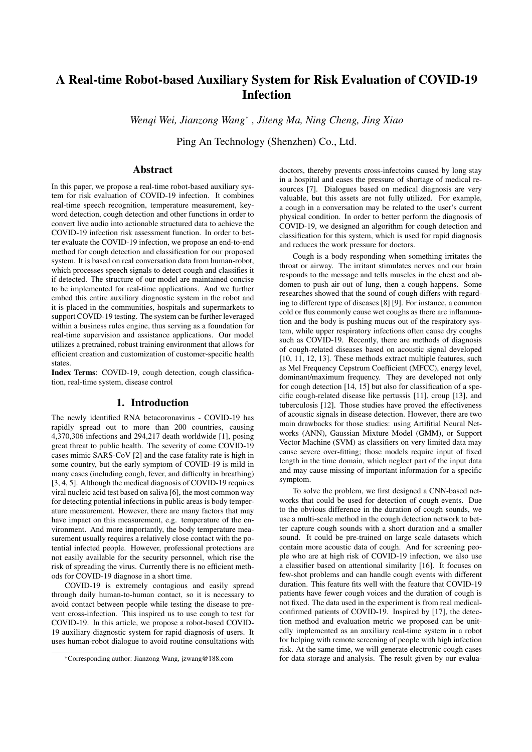# A Real-time Robot-based Auxiliary System for Risk Evaluation of COVID-19 Infection

*Wenqi Wei, Jianzong Wang\* , Jiteng Ma, Ning Cheng, Jing Xiao*

Ping An Technology (Shenzhen) Co., Ltd.

## Abstract

In this paper, we propose a real-time robot-based auxiliary system for risk evaluation of COVID-19 infection. It combines real-time speech recognition, temperature measurement, keyword detection, cough detection and other functions in order to convert live audio into actionable structured data to achieve the COVID-19 infection risk assessment function. In order to better evaluate the COVID-19 infection, we propose an end-to-end method for cough detection and classification for our proposed system. It is based on real conversation data from human-robot, which processes speech signals to detect cough and classifies it if detected. The structure of our model are maintained concise to be implemented for real-time applications. And we further embed this entire auxiliary diagnostic system in the robot and it is placed in the communities, hospitals and supermarkets to support COVID-19 testing. The system can be further leveraged within a business rules engine, thus serving as a foundation for real-time supervision and assistance applications. Our model utilizes a pretrained, robust training environment that allows for efficient creation and customization of customer-specific health states.

**Index Terms**: COVID-19, cough detection, cough classification, real-time system, disease control

## 1. Introduction

The newly identified RNA betacoronavirus - COVID-19 has rapidly spread out to more than 200 countries, causing 4,370,306 infections and 294,217 death worldwide [1], posing great threat to public health. The severity of come COVID-19 cases mimic SARS-CoV [2] and the case fatality rate is high in some country, but the early symptom of COVID-19 is mild in many cases (including cough, fever, and difficulty in breathing) [3, 4, 5]. Although the medical diagnosis of COVID-19 requires viral nucleic acid test based on saliva [6], the most common way for detecting potential infections in public areas is body temperature measurement. However, there are many factors that may have impact on this measurement, e.g. temperature of the environment. And more importantly, the body temperature measurement usually requires a relatively close contact with the potential infected people. However, professional protections are not easily available for the security personnel, which rise the risk of spreading the virus. Currently there is no efficient methods for COVID-19 diagnose in a short time.

COVID-19 is extremely contagious and easily spread through daily human-to-human contact, so it is necessary to avoid contact between people while testing the disease to prevent cross-infection. This inspired us to use cough to test for COVID-19. In this article, we propose a robot-based COVID-19 auxiliary diagnostic system for rapid diagnosis of users. It uses human-robot dialogue to avoid routine consultations with doctors, thereby prevents cross-infectoins caused by long stay in a hospital and eases the pressure of shortage of medical resources [7]. Dialogues based on medical diagnosis are very valuable, but this assets are not fully utilized. For example, a cough in a conversation may be related to the user's current physical condition. In order to better perform the diagnosis of COVID-19, we designed an algorithm for cough detection and classification for this system, which is used for rapid diagnosis and reduces the work pressure for doctors.

Cough is a body responding when something irritates the throat or airway. The irritant stimulates nerves and our brain responds to the message and tells muscles in the chest and abdomen to push air out of lung, then a cough happens. Some researches showed that the sound of cough differs with regarding to different type of diseases [8] [9]. For instance, a common cold or flus commonly cause wet coughs as there are inflammation and the body is pushing mucus out of the respiratory system, while upper respiratory infections often cause dry coughs such as COVID-19. Recently, there are methods of diagnosis of cough-related diseases based on acoustic signal developed [10, 11, 12, 13]. These methods extract multiple features, such as Mel Frequency Cepstrum Coefficient (MFCC), energy level, dominant/maximum frequency. They are developed not only for cough detection [14, 15] but also for classification of a specific cough-related disease like pertussis [11], croup [13], and tuberculosis [12]. Those studies have proved the effectiveness of acoustic signals in disease detection. However, there are two main drawbacks for those studies: using Artifitial Neural Networks (ANN), Gaussian Mixture Model (GMM), or Support Vector Machine (SVM) as classifiers on very limited data may cause severe over-fitting; those models require input of fixed length in the time domain, which neglect part of the input data and may cause missing of important information for a specific symptom.

To solve the problem, we first designed a CNN-based networks that could be used for detection of cough events. Due to the obvious difference in the duration of cough sounds, we use a multi-scale method in the cough detection network to better capture cough sounds with a short duration and a smaller sound. It could be pre-trained on large scale datasets which contain more acoustic data of cough. And for screening people who are at high risk of COVID-19 infection, we also use a classifier based on attentional similarity [16]. It focuses on few-shot problems and can handle cough events with different duration. This feature fits well with the feature that COVID-19 patients have fewer cough voices and the duration of cough is not fixed. The data used in the experiment is from real medical-confirmed patients of COVID-19. Inspired by [17], the detection method and evaluation metric we proposed can be unitedly implemented as an auxiliary real-time system in a robot for helping with remote screening of people with high infection risk. At the same time, we will generate electronic cough cases for data storage and analysis. The result given by our evalua-

\*Corresponding author: Jianzong Wang, jzwang@188.com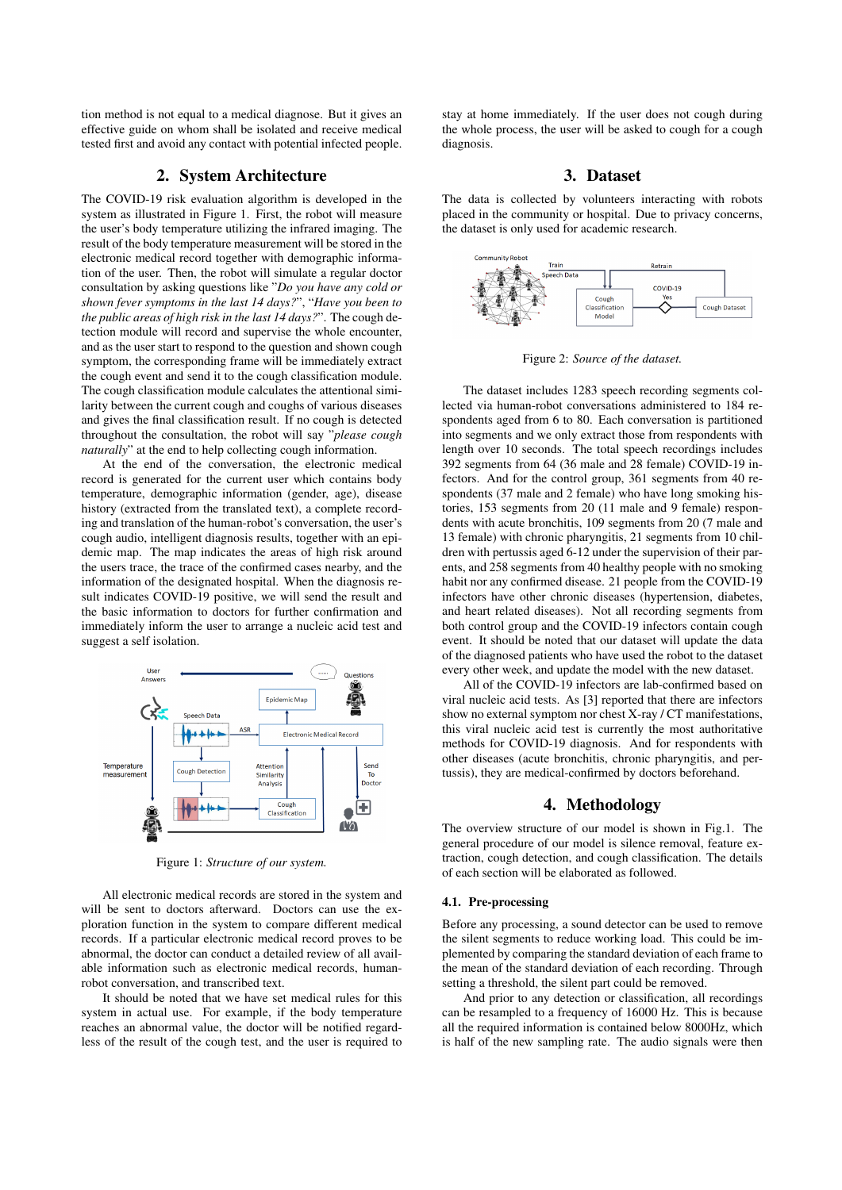tion method is not equal to a medical diagnose. But it gives an effective guide on whom shall be isolated and receive medical tested first and avoid any contact with potential infected people.

## 2. System Architecture

The COVID-19 risk evaluation algorithm is developed in the system as illustrated in Figure 1. First, the robot will measure the user's body temperature utilizing the infrared imaging. The result of the body temperature measurement will be stored in the electronic medical record together with demographic information of the user. Then, the robot will simulate a regular doctor consultation by asking questions like "*Do you have any cold or shown fever symptoms in the last 14 days?*", "*Have you been to the public areas of high risk in the last 14 days?*". The cough detection module will record and supervise the whole encounter, and as the user start to respond to the question and shown cough symptom, the corresponding frame will be immediately extract the cough event and send it to the cough classification module. The cough classification module calculates the attentional similarity between the current cough and coughs of various diseases and gives the final classification result. If no cough is detected throughout the consultation, the robot will say "*please cough naturally*" at the end to help collecting cough information.

At the end of the conversation, the electronic medical record is generated for the current user which contains body temperature, demographic information (gender, age), disease history (extracted from the translated text), a complete recording and translation of the human-robot's conversation, the user's cough audio, intelligent diagnosis results, together with an epidemic map. The map indicates the areas of high risk around the users trace, the trace of the confirmed cases nearby, and the information of the designated hospital. When the diagnosis result indicates COVID-19 positive, we will send the result and the basic information to doctors for further confirmation and immediately inform the user to arrange a nucleic acid test and suggest a self isolation.

Figure 1: *Structure of our system.*

All electronic medical records are stored in the system and will be sent to doctors afterward. Doctors can use the exploration function in the system to compare different medical records. If a particular electronic medical record proves to be abnormal, the doctor can conduct a detailed review of all available information such as electronic medical records, human-robot conversation, and transcribed text.

It should be noted that we have set medical rules for this system in actual use. For example, if the body temperature reaches an abnormal value, the doctor will be notified regardless of the result of the cough test, and the user is required to stay at home immediately. If the user does not cough during the whole process, the user will be asked to cough for a cough diagnosis.

## 3. Dataset

The data is collected by volunteers interacting with robots placed in the community or hospital. Due to privacy concerns, the dataset is only used for academic research.

Figure 2: *Source of the dataset.*

The dataset includes 1283 speech recording segments collected via human-robot conversations administered to 184 respondents aged from 6 to 80. Each conversation is partitioned into segments and we only extract those from respondents with length over 10 seconds. The total speech recordings includes 392 segments from 64 (36 male and 28 female) COVID-19 infectors. And for the control group, 361 segments from 40 respondents (37 male and 2 female) who have long smoking histories, 153 segments from 20 (11 male and 9 female) respondents with acute bronchitis, 109 segments from 20 (7 male and 13 female) with chronic pharyngitis, 21 segments from 10 children with pertussis aged 6-12 under the supervision of their parents, and 258 segments from 40 healthy people with no smoking habit nor any confirmed disease. 21 people from the COVID-19 infectors have other chronic diseases (hypertension, diabetes, and heart related diseases). Not all recording segments from both control group and the COVID-19 infectors contain cough event. It should be noted that our dataset will update the data of the diagnosed patients who have used the robot to the dataset every other week, and update the model with the new dataset.

All of the COVID-19 infectors are lab-confirmed based on viral nucleic acid tests. As [3] reported that there are infectors show no external symptom nor chest X-ray / CT manifestations, this viral nucleic acid test is currently the most authoritative methods for COVID-19 diagnosis. And for respondents with other diseases (acute bronchitis, chronic pharyngitis, and pertussis), they are medical-confirmed by doctors beforehand.

## 4. Methodology

The overview structure of our model is shown in Fig.1. The general procedure of our model is silence removal, feature extraction, cough detection, and cough classification. The details of each section will be elaborated as followed.

### 4.1. Pre-processing

Before any processing, a sound detector can be used to remove the silent segments to reduce working load. This could be implemented by comparing the standard deviation of each frame to the mean of the standard deviation of each recording. Through setting a threshold, the silent part could be removed.

And prior to any detection or classification, all recordings can be resampled to a frequency of 16000 Hz. This is because all the required information is contained below 8000Hz, which is half of the new sampling rate. The audio signals were then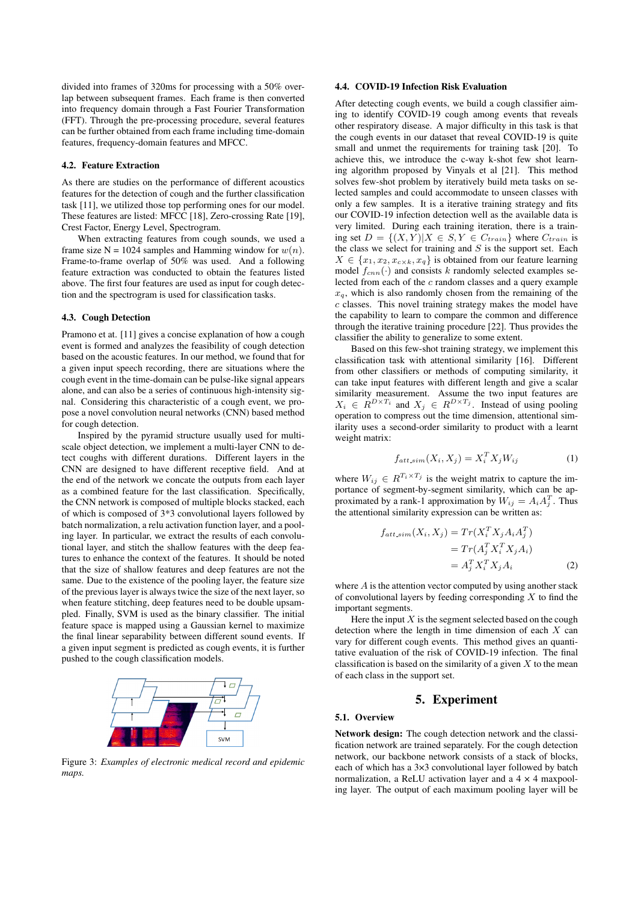divided into frames of 320ms for processing with a 50% overlap between subsequent frames. Each frame is then converted into frequency domain through a Fast Fourier Transformation (FFT). Through the pre-processing procedure, several features can be further obtained from each frame including time-domain features, frequency-domain features and MFCC.

### 4.2. Feature Extraction

As there are studies on the performance of different acoustics features for the detection of cough and the further classification task [11], we utilized those top performing ones for our model. These features are listed: MFCC [18], Zero-crossing Rate [19], Crest Factor, Energy Level, Spectrogram.

When extracting features from cough sounds, we used a frame size N = 1024 samples and Hamming window for $w(n)$. Frame-to-frame overlap of 50% was used. And a following feature extraction was conducted to obtain the features listed above. The first four features are used as input for cough detection and the spectrogram is used for classification tasks.

### 4.3. Cough Detection

Pramono et at. [11] gives a concise explanation of how a cough event is formed and analyzes the feasibility of cough detection based on the acoustic features. In our method, we found that for a given input speech recording, there are situations where the cough event in the time-domain can be pulse-like signal appears alone, and can also be a series of continuous high-intensity signal. Considering this characteristic of a cough event, we propose a novel convolution neural networks (CNN) based method for cough detection.

Inspired by the pyramid structure usually used for multi-scale object detection, we implement a multi-layer CNN to detect coughs with different durations. Different layers in the CNN are designed to have different receptive field. And at the end of the network we concate the outputs from each layer as a combined feature for the last classification. Specifically, the CNN network is composed of multiple blocks stacked, each of which is composed of 3*3 convolutional layers followed by batch normalization, a relu activation function layer, and a pooling layer. In particular, we extract the results of each convolutional layer, and stitch the shallow features with the deep features to enhance the context of the features. It should be noted that the size of shallow features and deep features are not the same. Due to the existence of the pooling layer, the feature size of the previous layer is always twice the size of the next layer, so when feature stitching, deep features need to be double upsampled. Finally, SVM is used as the binary classifier. The initial feature space is mapped using a Gaussian kernel to maximize the final linear separability between different sound events. If a given input segment is predicted as cough events, it is further pushed to the cough classification models.

Figure 3: *Examples of electronic medical record and epidemic maps.*

### 4.4. COVID-19 Infection Risk Evaluation

After detecting cough events, we build a cough classifier aiming to identify COVID-19 cough among events that reveals other respiratory disease. A major difficulty in this task is that the cough events in our dataset that reveal COVID-19 is quite small and unmet the requirements for training task [20]. To achieve this, we introduce the c-way k-shot few shot learning algorithm proposed by Vinyals et al [21]. This method solves few-shot problem by iteratively build meta tasks on selected samples and could accommodate to unseen classes with only a few samples. It is a iterative training strategy and fits our COVID-19 infection detection well as the available data is very limited. During each training iteration, there is a training set $D = \{(X, Y)|X \in S, Y \in C_{train}\}$ where $C_{train}$ is the class we select for training and $S$ is the support set. Each $X \in \{x_1, x_2, x_{c \times k}, x_q\}$ is obtained from our feature learning model $f_{cnn}(\cdot)$ and consists $k$ randomly selected examples selected from each of the $c$ random classes and a query example $x_q$, which is also randomly chosen from the remaining of the $c$ classes. This novel training strategy makes the model have the capability to learn to compare the common and difference through the iterative training procedure [22]. Thus provides the classifier the ability to generalize to some extent.

Based on this few-shot training strategy, we implement this classification task with attentional similarity [16]. Different from other classifiers or methods of computing similarity, it can take input features with different length and give a scalar similarity measurement. Assume the two input features are $X_i \in R^{D \times T_i}$ and $X_j \in R^{D \times T_j}$. Instead of using pooling operation to compress out the time dimension, attentional similarity uses a second-order similarity to product with a learnt weight matrix:

$$f_{att\_sim}(X_i, X_j) = X_i^T X_j W_{ij} \tag{1}$$

where $W_{ij} \in R^{T_i \times T_j}$ is the weight matrix to capture the importance of segment-by-segment similarity, which can be approximated by a rank-1 approximation by $W_{ij} = A_i A_j^T$. Thus the attentional similarity expression can be written as:

$$\begin{aligned} f_{att\_sim}(X_i, X_j) &= Tr(X_i^T X_j A_i A_j^T) \\ &= Tr(A_j^T X_i^T X_j A_i) \\ &= A_j^T X_i^T X_j A_i \end{aligned} \tag{2}$$

where $A$ is the attention vector computed by using another stack of convolutional layers by feeding corresponding $X$ to find the important segments.

Here the input $X$ is the segment selected based on the cough detection where the length in time dimension of each $X$ can vary for different cough events. This method gives an quantitative evaluation of the risk of COVID-19 infection. The final classification is based on the similarity of a given $X$ to the mean of each class in the support set.

## 5. Experiment

### 5.1. Overview

**Network design:** The cough detection network and the classification network are trained separately. For the cough detection network, our backbone network consists of a stack of blocks, each of which has a 3×3 convolutional layer followed by batch normalization, a ReLU activation layer and a 4 × 4 maxpooling layer. The output of each maximum pooling layer will be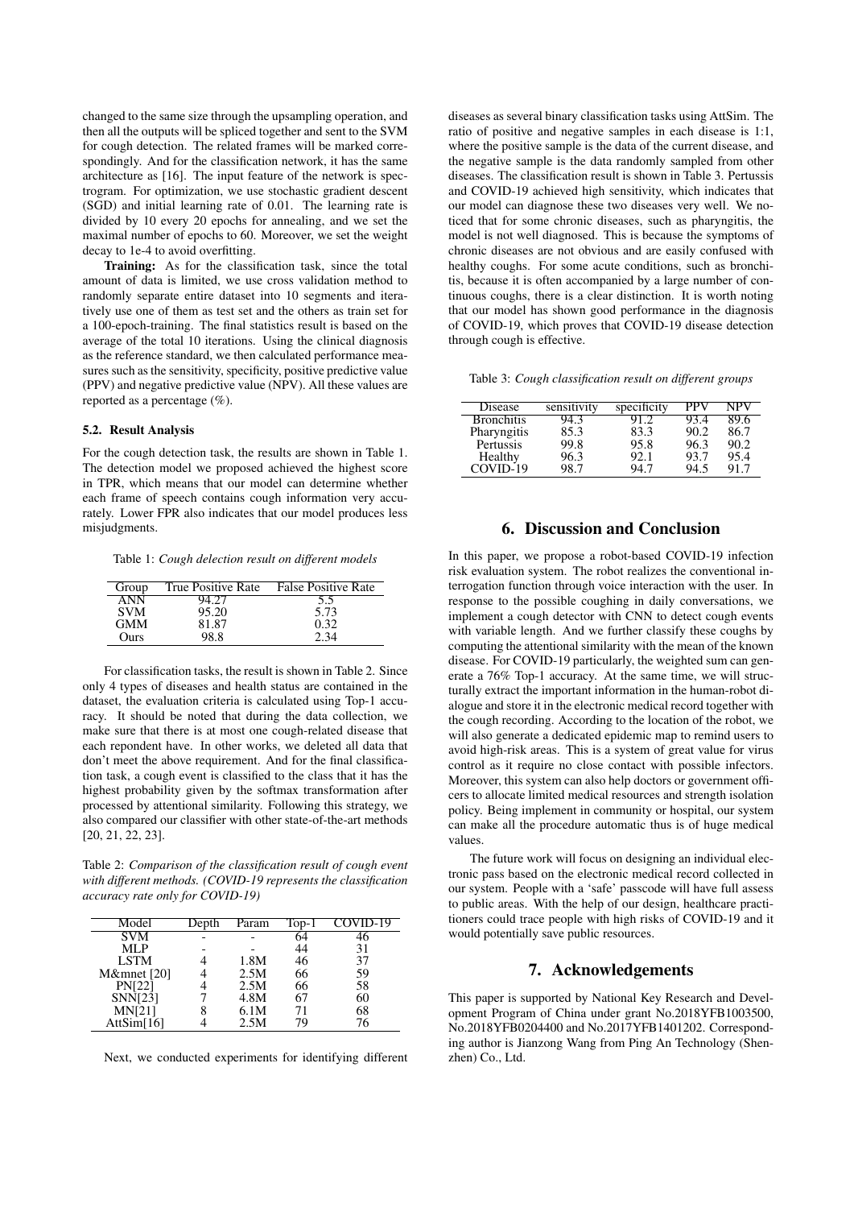changed to the same size through the upsampling operation, and then all the outputs will be spliced together and sent to the SVM for cough detection. The related frames will be marked correspondingly. And for the classification network, it has the same architecture as [16]. The input feature of the network is spectrogram. For optimization, we use stochastic gradient descent (SGD) and initial learning rate of 0.01. The learning rate is divided by 10 every 20 epochs for annealing, and we set the maximal number of epochs to 60. Moreover, we set the weight decay to 1e-4 to avoid overfitting.

**Training:** As for the classification task, since the total amount of data is limited, we use cross validation method to randomly separate entire dataset into 10 segments and iteratively use one of them as test set and the others as train set for a 100-epoch-training. The final statistics result is based on the average of the total 10 iterations. Using the clinical diagnosis as the reference standard, we then calculated performance measures such as the sensitivity, specificity, positive predictive value (PPV) and negative predictive value (NPV). All these values are reported as a percentage (%).

### 5.2. Result Analysis

For the cough detection task, the results are shown in Table 1. The detection model we proposed achieved the highest score in TPR, which means that our model can determine whether each frame of speech contains cough information very accurately. Lower FPR also indicates that our model produces less misjudgments.

Table 1: *Cough delection result on different models*

| Group | True Positive Rate | False Positive Rate |
|---|---|---|
| ANN | 94.27 | 5.5 |
| SVM | 95.20 | 5.73 |
| GMM | 81.87 | 0.32 |
| Ours | 98.8 | 2.34 |

For classification tasks, the result is shown in Table 2. Since only 4 types of diseases and health status are contained in the dataset, the evaluation criteria is calculated using Top-1 accuracy. It should be noted that during the data collection, we make sure that there is at most one cough-related disease that each repondent have. In other works, we deleted all data that don't meet the above requirement. And for the final classification task, a cough event is classified to the class that it has the highest probability given by the softmax transformation after processed by attentional similarity. Following this strategy, we also compared our classifier with other state-of-the-art methods [20, 21, 22, 23].

Table 2: *Comparison of the classification result of cough event with different methods. (COVID-19 represents the classification accuracy rate only for COVID-19)*

| Model | Depth | Param | Top-1 | COVID-19 |
|---|---|---|---|---|
| SVM | - | - | 64 | 46 |
| MLP | - | - | 44 | 31 |
| LSTM | 4 | 1.8M | 46 | 37 |
| M&mnet [20] | 4 | 2.5M | 66 | 59 |
| PN[22] | 4 | 2.5M | 66 | 58 |
| SNN[23] | 7 | 4.8M | 67 | 60 |
| MN[21] | 8 | 6.1M | 71 | 68 |
| AttSim[16] | 4 | 2.5M | 79 | 76 |

Next, we conducted experiments for identifying different diseases as several binary classification tasks using AttSim. The ratio of positive and negative samples in each disease is 1:1, where the positive sample is the data of the current disease, and the negative sample is the data randomly sampled from other diseases. The classification result is shown in Table 3. Pertussis and COVID-19 achieved high sensitivity, which indicates that our model can diagnose these two diseases very well. We noticed that for some chronic diseases, such as pharyngitis, the model is not well diagnosed. This is because the symptoms of chronic diseases are not obvious and are easily confused with healthy coughs. For some acute conditions, such as bronchitis, because it is often accompanied by a large number of continuous coughs, there is a clear distinction. It is worth noting that our model has shown good performance in the diagnosis of COVID-19, which proves that COVID-19 disease detection through cough is effective.

Table 3: *Cough classification result on different groups*

| Disease | sensitivity | specificity | PPV | NPV |
|---|---|---|---|---|
| Bronchitis | 94.3 | 91.2 | 93.4 | 89.6 |
| Pharyngitis | 85.3 | 83.3 | 90.2 | 86.7 |
| Pertussis | 99.8 | 95.8 | 96.3 | 90.2 |
| Healthy | 96.3 | 92.1 | 93.7 | 95.4 |
| COVID-19 | 98.7 | 94.7 | 94.5 | 91.7 |

## 6. Discussion and Conclusion

In this paper, we propose a robot-based COVID-19 infection risk evaluation system. The robot realizes the conventional interrogation function through voice interaction with the user. In response to the possible coughing in daily conversations, we implement a cough detector with CNN to detect cough events with variable length. And we further classify these coughs by computing the attentional similarity with the mean of the known disease. For COVID-19 particularly, the weighted sum can generate a 76% Top-1 accuracy. At the same time, we will structurally extract the important information in the human-robot dialogue and store it in the electronic medical record together with the cough recording. According to the location of the robot, we will also generate a dedicated epidemic map to remind users to avoid high-risk areas. This is a system of great value for virus control as it require no close contact with possible infectors. Moreover, this system can also help doctors or government officers to allocate limited medical resources and strength isolation policy. Being implement in community or hospital, our system can make all the procedure automatic thus is of huge medical values.

The future work will focus on designing an individual electronic pass based on the electronic medical record collected in our system. People with a 'safe' passcode will have full assess to public areas. With the help of our design, healthcare practitioners could trace people with high risks of COVID-19 and it would potentially save public resources.

## 7. Acknowledgements

This paper is supported by National Key Research and Development Program of China under grant No.2018YFB1003500, No.2018YFB0204400 and No.2017YFB1401202. Corresponding author is Jianzong Wang from Ping An Technology (Shenzhen) Co., Ltd.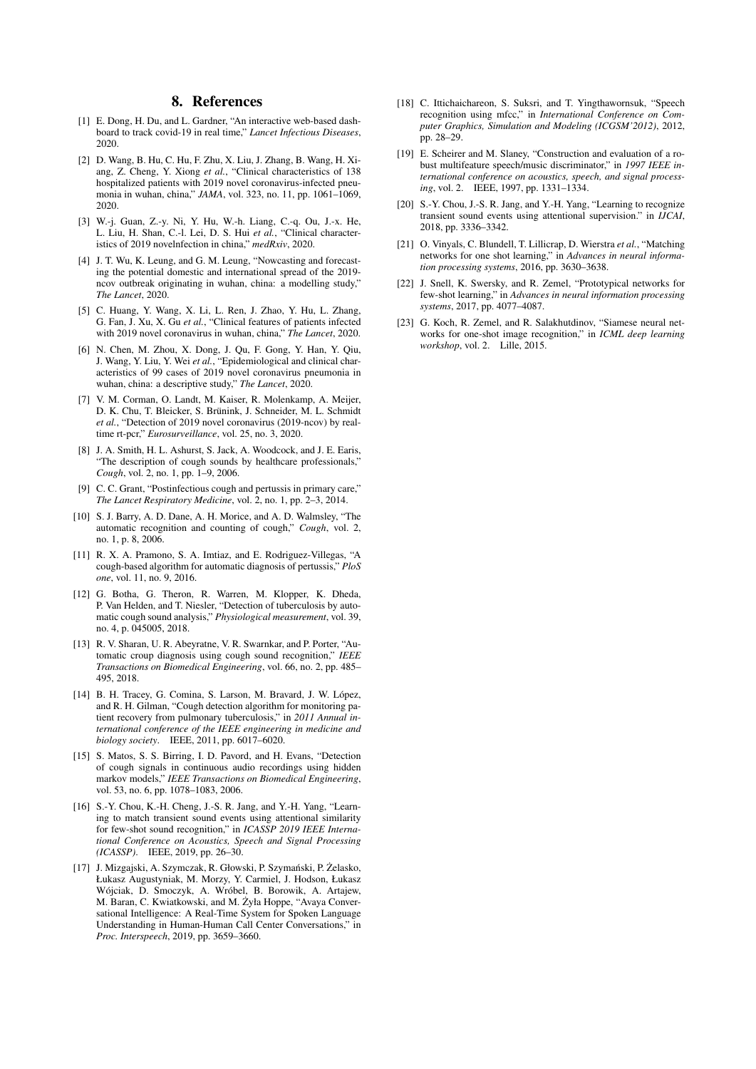## 8. References

[1] E. Dong, H. Du, and L. Gardner, "An interactive web-based dashboard to track covid-19 in real time," *Lancet Infectious Diseases*, 2020.

[2] D. Wang, B. Hu, C. Hu, F. Zhu, X. Liu, J. Zhang, B. Wang, H. Xiang, Z. Cheng, Y. Xiong *et al.*, "Clinical characteristics of 138 hospitalized patients with 2019 novel coronavirus-infected pneumonia in wuhan, china," *JAMA*, vol. 323, no. 11, pp. 1061–1069, 2020.

[3] W.-j. Guan, Z.-y. Ni, Y. Hu, W.-h. Liang, C.-q. Ou, J.-x. He, L. Liu, H. Shan, C.-l. Lei, D. S. Hui *et al.*, "Clinical characteristics of 2019 novelnfection in china," *medRxiv*, 2020.

[4] J. T. Wu, K. Leung, and G. M. Leung, "Nowcasting and forecasting the potential domestic and international spread of the 2019-ncov outbreak originating in wuhan, china: a modelling study," *The Lancet*, 2020.

[5] C. Huang, Y. Wang, X. Li, L. Ren, J. Zhao, Y. Hu, L. Zhang, G. Fan, J. Xu, X. Gu *et al.*, "Clinical features of patients infected with 2019 novel coronavirus in wuhan, china," *The Lancet*, 2020.

[6] N. Chen, M. Zhou, X. Dong, J. Qu, F. Gong, Y. Han, Y. Qiu, J. Wang, Y. Liu, Y. Wei *et al.*, "Epidemiological and clinical characteristics of 99 cases of 2019 novel coronavirus pneumonia in wuhan, china: a descriptive study," *The Lancet*, 2020.

[7] V. M. Corman, O. Landt, M. Kaiser, R. Molenkamp, A. Meijer, D. K. Chu, T. Bleicker, S. Brünink, J. Schneider, M. L. Schmidt *et al.*, "Detection of 2019 novel coronavirus (2019-ncov) by real-time rt-pcr," *Eurosurveillance*, vol. 25, no. 3, 2020.

[8] J. A. Smith, H. L. Ashurst, S. Jack, A. Woodcock, and J. E. Earis, "The description of cough sounds by healthcare professionals," *Cough*, vol. 2, no. 1, pp. 1–9, 2006.

[9] C. C. Grant, "Postinfectious cough and pertussis in primary care," *The Lancet Respiratory Medicine*, vol. 2, no. 1, pp. 2–3, 2014.

[10] S. J. Barry, A. D. Dane, A. H. Morice, and A. D. Walmsley, "The automatic recognition and counting of cough," *Cough*, vol. 2, no. 1, p. 8, 2006.

[11] R. X. A. Pramono, S. A. Imtiaz, and E. Rodriguez-Villegas, "A cough-based algorithm for automatic diagnosis of pertussis," *PloS one*, vol. 11, no. 9, 2016.

[12] G. Botha, G. Theron, R. Warren, M. Klopper, K. Dheda, P. Van Helden, and T. Niesler, "Detection of tuberculosis by automatic cough sound analysis," *Physiological measurement*, vol. 39, no. 4, p. 045005, 2018.

[13] R. V. Sharan, U. R. Abeyratne, V. R. Swarnkar, and P. Porter, "Automatic croup diagnosis using cough sound recognition," *IEEE Transactions on Biomedical Engineering*, vol. 66, no. 2, pp. 485–495, 2018.

[14] B. H. Tracey, G. Comina, S. Larson, M. Bravard, J. W. López, and R. H. Gilman, "Cough detection algorithm for monitoring patient recovery from pulmonary tuberculosis," in *2011 Annual international conference of the IEEE engineering in medicine and biology society*. IEEE, 2011, pp. 6017–6020.

[15] S. Matos, S. S. Birring, I. D. Pavord, and H. Evans, "Detection of cough signals in continuous audio recordings using hidden markov models," *IEEE Transactions on Biomedical Engineering*, vol. 53, no. 6, pp. 1078–1083, 2006.

[16] S.-Y. Chou, K.-H. Cheng, J.-S. R. Jang, and Y.-H. Yang, "Learning to match transient sound events using attentional similarity for few-shot sound recognition," in *ICASSP 2019 IEEE International Conference on Acoustics, Speech and Signal Processing (ICASSP)*. IEEE, 2019, pp. 26–30.

[17] J. Mizgajski, A. Szymczak, R. Głowski, P. Szymański, P. Żelasko, Łukasz Augustyniak, M. Morzy, Y. Carmiel, J. Hodson, Łukasz Wójciak, D. Smoczyk, A. Wróbel, B. Borowik, A. Artajew, M. Baran, C. Kwiatkowski, and M. Żyła Hoppe, "Avaya Conversational Intelligence: A Real-Time System for Spoken Language Understanding in Human-Human Call Center Conversations," in *Proc. Interspeech*, 2019, pp. 3659–3660.

[18] C. Ittichaichareon, S. Suksri, and T. Yingthawornsuk, "Speech recognition using mfcc," in *International Conference on Computer Graphics, Simulation and Modeling (ICGSM'2012)*, 2012, pp. 28–29.

[19] E. Scheirer and M. Slaney, "Construction and evaluation of a robust multifeature speech/music discriminator," in *1997 IEEE international conference on acoustics, speech, and signal processing*, vol. 2. IEEE, 1997, pp. 1331–1334.

[20] S.-Y. Chou, J.-S. R. Jang, and Y.-H. Yang, "Learning to recognize transient sound events using attentional supervision." in *IJCAI*, 2018, pp. 3336–3342.

[21] O. Vinyals, C. Blundell, T. Lillicrap, D. Wierstra *et al.*, "Matching networks for one shot learning," in *Advances in neural information processing systems*, 2016, pp. 3630–3638.

[22] J. Snell, K. Swersky, and R. Zemel, "Prototypical networks for few-shot learning," in *Advances in neural information processing systems*, 2017, pp. 4077–4087.

[23] G. Koch, R. Zemel, and R. Salakhutdinov, "Siamese neural networks for one-shot image recognition," in *ICML deep learning workshop*, vol. 2. Lille, 2015.